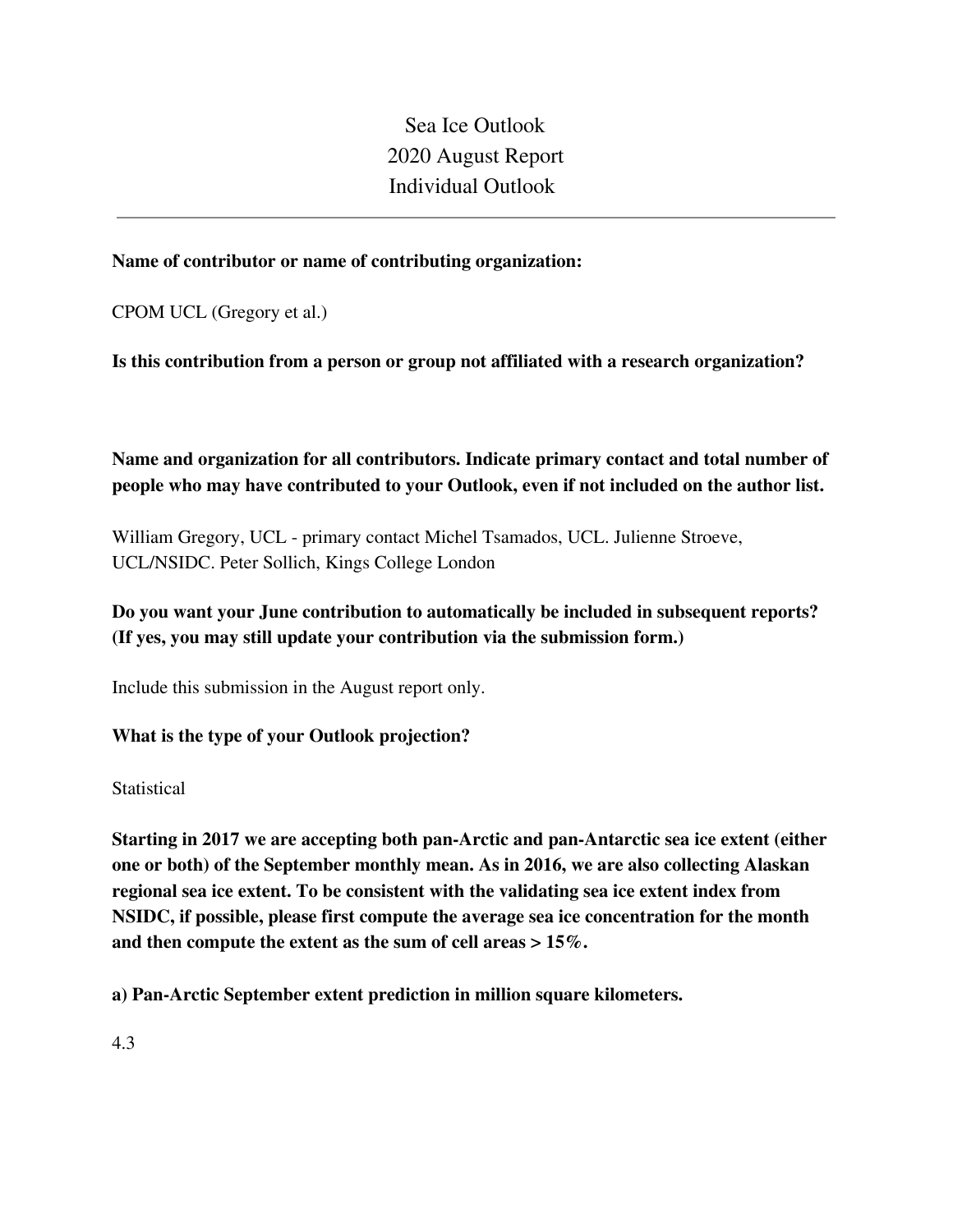# Sea Ice Outlook
# 2020 August Report
# Individual Outlook

---

**Name of contributor or name of contributing organization:**

CPOM UCL (Gregory et al.)

**Is this contribution from a person or group not affiliated with a research organization?**

**Name and organization for all contributors. Indicate primary contact and total number of people who may have contributed to your Outlook, even if not included on the author list.**

William Gregory, UCL - primary contact Michel Tsamados, UCL. Julienne Stroeve, UCL/NSIDC. Peter Sollich, Kings College London

**Do you want your June contribution to automatically be included in subsequent reports? (If yes, you may still update your contribution via the submission form.)**

Include this submission in the August report only.

**What is the type of your Outlook projection?**

Statistical

**Starting in 2017 we are accepting both pan-Arctic and pan-Antarctic sea ice extent (either one or both) of the September monthly mean. As in 2016, we are also collecting Alaskan regional sea ice extent. To be consistent with the validating sea ice extent index from NSIDC, if possible, please first compute the average sea ice concentration for the month and then compute the extent as the sum of cell areas > 15%.**

**a) Pan-Arctic September extent prediction in million square kilometers.**

4.3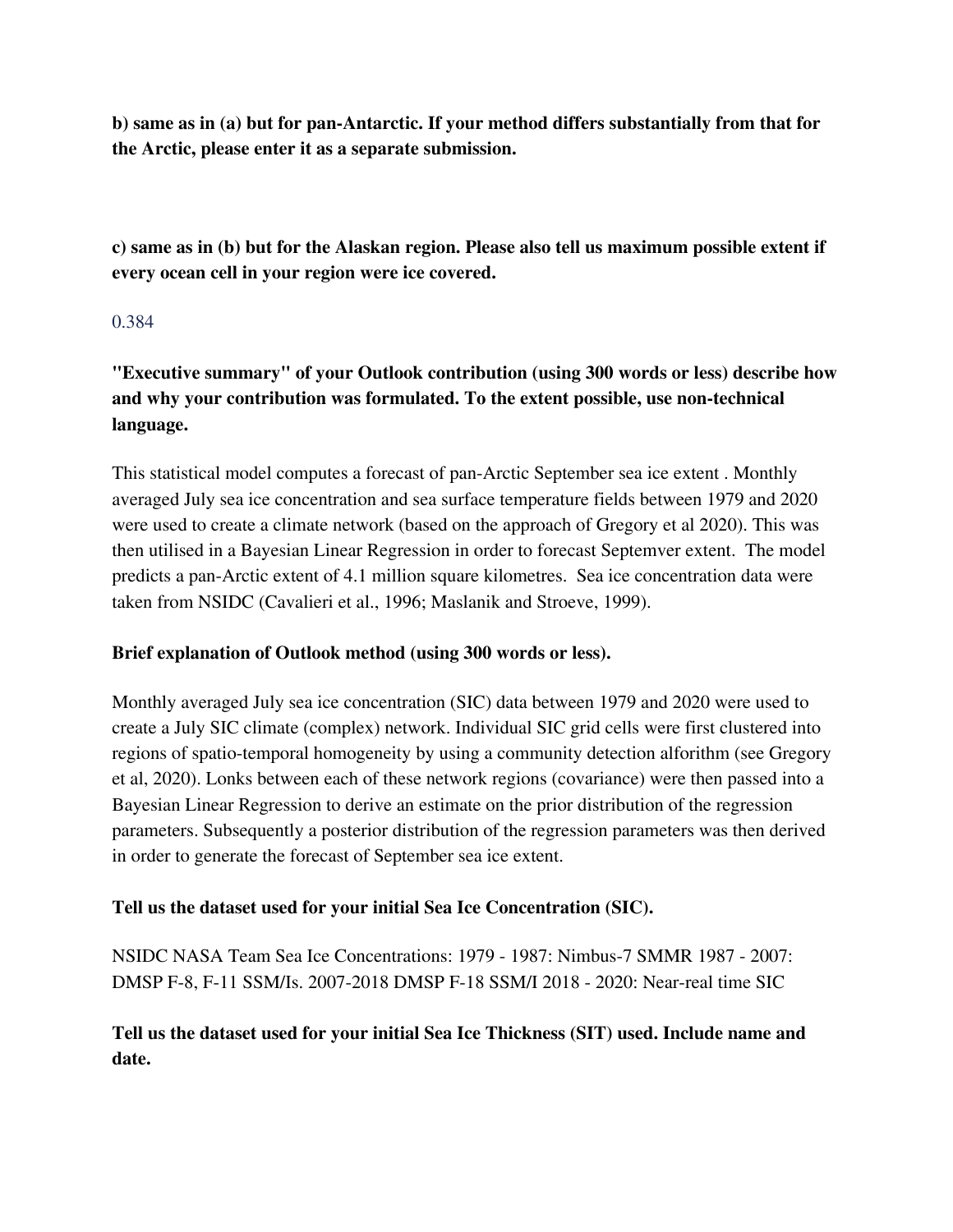**b) same as in (a) but for pan-Antarctic. If your method differs substantially from that for the Arctic, please enter it as a separate submission.**

**c) same as in (b) but for the Alaskan region. Please also tell us maximum possible extent if every ocean cell in your region were ice covered.**

0.384

**"Executive summary" of your Outlook contribution (using 300 words or less) describe how and why your contribution was formulated. To the extent possible, use non-technical language.**

This statistical model computes a forecast of pan-Arctic September sea ice extent . Monthly averaged July sea ice concentration and sea surface temperature fields between 1979 and 2020 were used to create a climate network (based on the approach of Gregory et al 2020). This was then utilised in a Bayesian Linear Regression in order to forecast Septemver extent. The model predicts a pan-Arctic extent of 4.1 million square kilometres. Sea ice concentration data were taken from NSIDC (Cavalieri et al., 1996; Maslanik and Stroeve, 1999).

**Brief explanation of Outlook method (using 300 words or less).**

Monthly averaged July sea ice concentration (SIC) data between 1979 and 2020 were used to create a July SIC climate (complex) network. Individual SIC grid cells were first clustered into regions of spatio-temporal homogeneity by using a community detection alforithm (see Gregory et al, 2020). Lonks between each of these network regions (covariance) were then passed into a Bayesian Linear Regression to derive an estimate on the prior distribution of the regression parameters. Subsequently a posterior distribution of the regression parameters was then derived in order to generate the forecast of September sea ice extent.

**Tell us the dataset used for your initial Sea Ice Concentration (SIC).**

NSIDC NASA Team Sea Ice Concentrations: 1979 - 1987: Nimbus-7 SMMR 1987 - 2007: DMSP F-8, F-11 SSM/Is. 2007-2018 DMSP F-18 SSM/I 2018 - 2020: Near-real time SIC

**Tell us the dataset used for your initial Sea Ice Thickness (SIT) used. Include name and date.**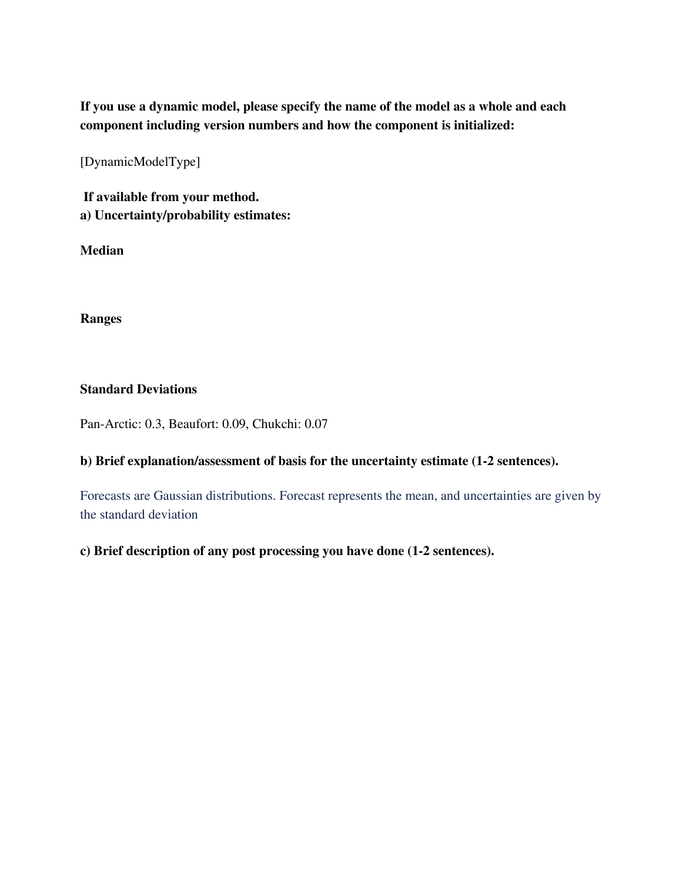**If you use a dynamic model, please specify the name of the model as a whole and each component including version numbers and how the component is initialized:**

[DynamicModelType]

**If available from your method.**
**a) Uncertainty/probability estimates:**

**Median**

**Ranges**

**Standard Deviations**

Pan-Arctic: 0.3, Beaufort: 0.09, Chukchi: 0.07

**b) Brief explanation/assessment of basis for the uncertainty estimate (1-2 sentences).**

Forecasts are Gaussian distributions. Forecast represents the mean, and uncertainties are given by the standard deviation

**c) Brief description of any post processing you have done (1-2 sentences).**